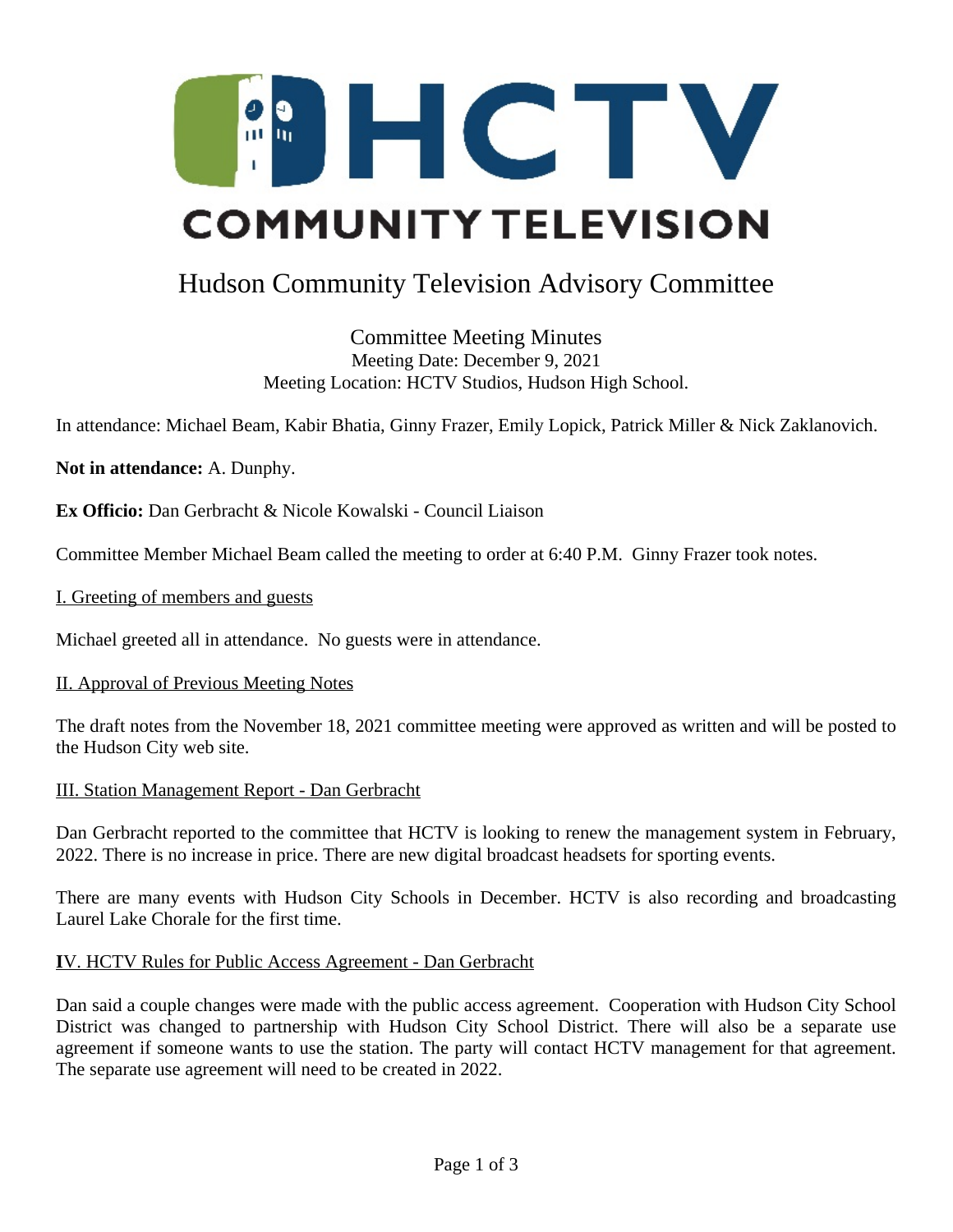# HCTV COMMUNITY TELEVISION

## Hudson Community Television Advisory Committee

### Committee Meeting Minutes

Meeting Date: December 9, 2021
Meeting Location: HCTV Studios, Hudson High School.

In attendance: Michael Beam, Kabir Bhatia, Ginny Frazer, Emily Lopick, Patrick Miller & Nick Zaklanovich.

**Not in attendance:** A. Dunphy.

**Ex Officio:** Dan Gerbracht & Nicole Kowalski - Council Liaison

Committee Member Michael Beam called the meeting to order at 6:40 P.M. Ginny Frazer took notes.

I. Greeting of members and guests

Michael greeted all in attendance. No guests were in attendance.

II. Approval of Previous Meeting Notes

The draft notes from the November 18, 2021 committee meeting were approved as written and will be posted to the Hudson City web site.

III. Station Management Report - Dan Gerbracht

Dan Gerbracht reported to the committee that HCTV is looking to renew the management system in February, 2022. There is no increase in price. There are new digital broadcast headsets for sporting events.

There are many events with Hudson City Schools in December. HCTV is also recording and broadcasting Laurel Lake Chorale for the first time.

IV. HCTV Rules for Public Access Agreement - Dan Gerbracht

Dan said a couple changes were made with the public access agreement. Cooperation with Hudson City School District was changed to partnership with Hudson City School District. There will also be a separate use agreement if someone wants to use the station. The party will contact HCTV management for that agreement. The separate use agreement will need to be created in 2022.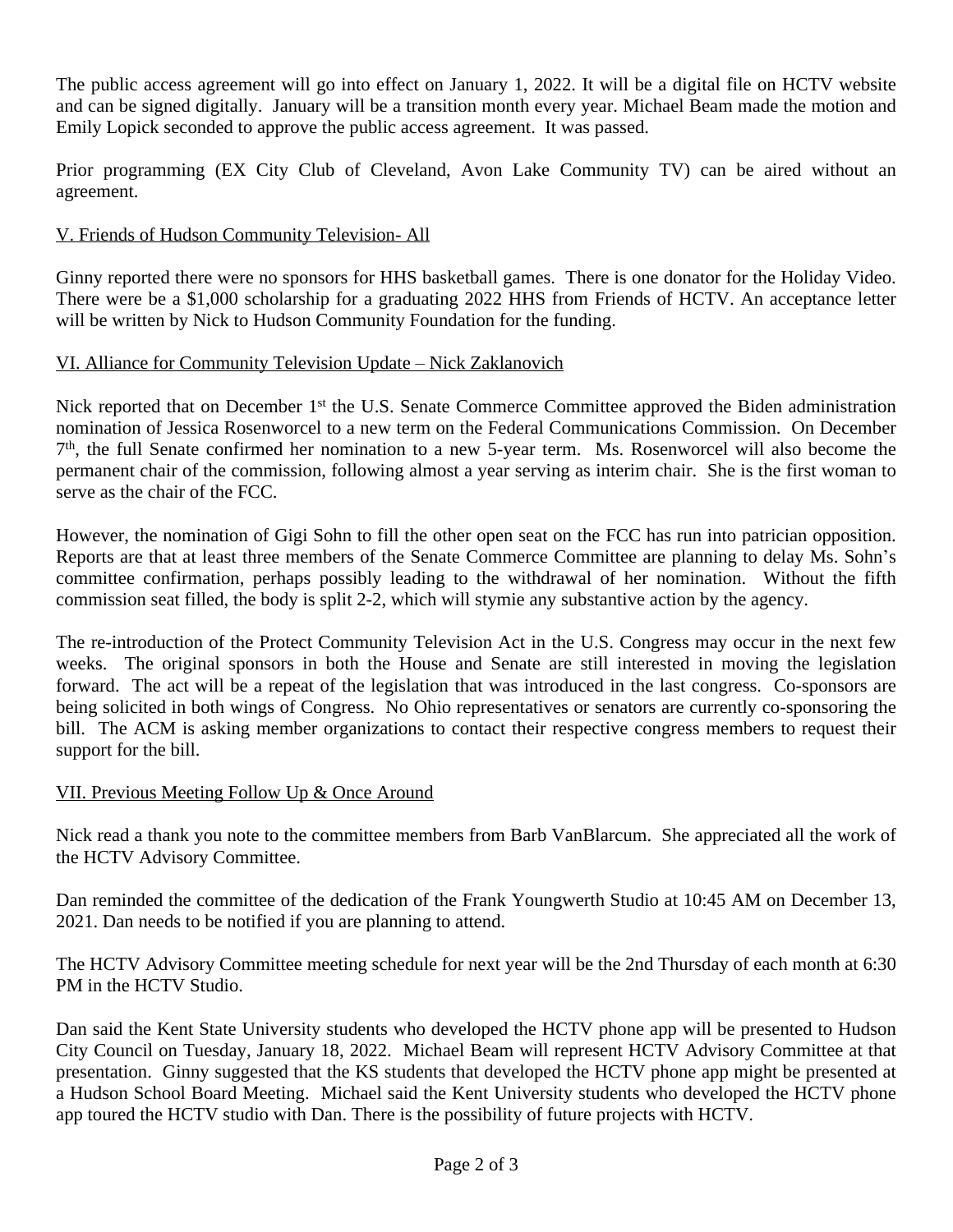The public access agreement will go into effect on January 1, 2022. It will be a digital file on HCTV website and can be signed digitally. January will be a transition month every year. Michael Beam made the motion and Emily Lopick seconded to approve the public access agreement. It was passed.

Prior programming (EX City Club of Cleveland, Avon Lake Community TV) can be aired without an agreement.

## V. Friends of Hudson Community Television- All

Ginny reported there were no sponsors for HHS basketball games. There is one donator for the Holiday Video. There were be a $1,000 scholarship for a graduating 2022 HHS from Friends of HCTV. An acceptance letter will be written by Nick to Hudson Community Foundation for the funding.

## VI. Alliance for Community Television Update – Nick Zaklanovich

Nick reported that on December 1st the U.S. Senate Commerce Committee approved the Biden administration nomination of Jessica Rosenworcel to a new term on the Federal Communications Commission. On December 7th, the full Senate confirmed her nomination to a new 5-year term. Ms. Rosenworcel will also become the permanent chair of the commission, following almost a year serving as interim chair. She is the first woman to serve as the chair of the FCC.

However, the nomination of Gigi Sohn to fill the other open seat on the FCC has run into patrician opposition. Reports are that at least three members of the Senate Commerce Committee are planning to delay Ms. Sohn's committee confirmation, perhaps possibly leading to the withdrawal of her nomination. Without the fifth commission seat filled, the body is split 2-2, which will stymie any substantive action by the agency.

The re-introduction of the Protect Community Television Act in the U.S. Congress may occur in the next few weeks. The original sponsors in both the House and Senate are still interested in moving the legislation forward. The act will be a repeat of the legislation that was introduced in the last congress. Co-sponsors are being solicited in both wings of Congress. No Ohio representatives or senators are currently co-sponsoring the bill. The ACM is asking member organizations to contact their respective congress members to request their support for the bill.

## VII. Previous Meeting Follow Up & Once Around

Nick read a thank you note to the committee members from Barb VanBlarcum. She appreciated all the work of the HCTV Advisory Committee.

Dan reminded the committee of the dedication of the Frank Youngwerth Studio at 10:45 AM on December 13, 2021. Dan needs to be notified if you are planning to attend.

The HCTV Advisory Committee meeting schedule for next year will be the 2nd Thursday of each month at 6:30 PM in the HCTV Studio.

Dan said the Kent State University students who developed the HCTV phone app will be presented to Hudson City Council on Tuesday, January 18, 2022. Michael Beam will represent HCTV Advisory Committee at that presentation. Ginny suggested that the KS students that developed the HCTV phone app might be presented at a Hudson School Board Meeting. Michael said the Kent University students who developed the HCTV phone app toured the HCTV studio with Dan. There is the possibility of future projects with HCTV.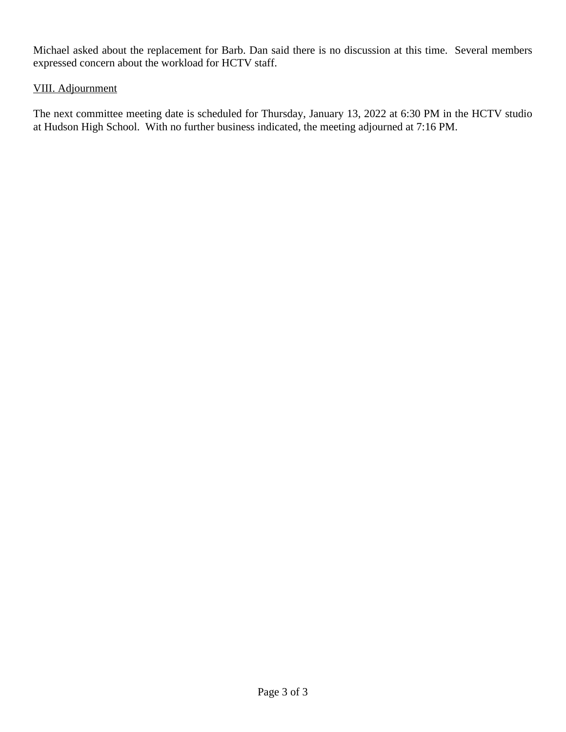Michael asked about the replacement for Barb. Dan said there is no discussion at this time. Several members expressed concern about the workload for HCTV staff.

## VIII. Adjournment

The next committee meeting date is scheduled for Thursday, January 13, 2022 at 6:30 PM in the HCTV studio at Hudson High School. With no further business indicated, the meeting adjourned at 7:16 PM.